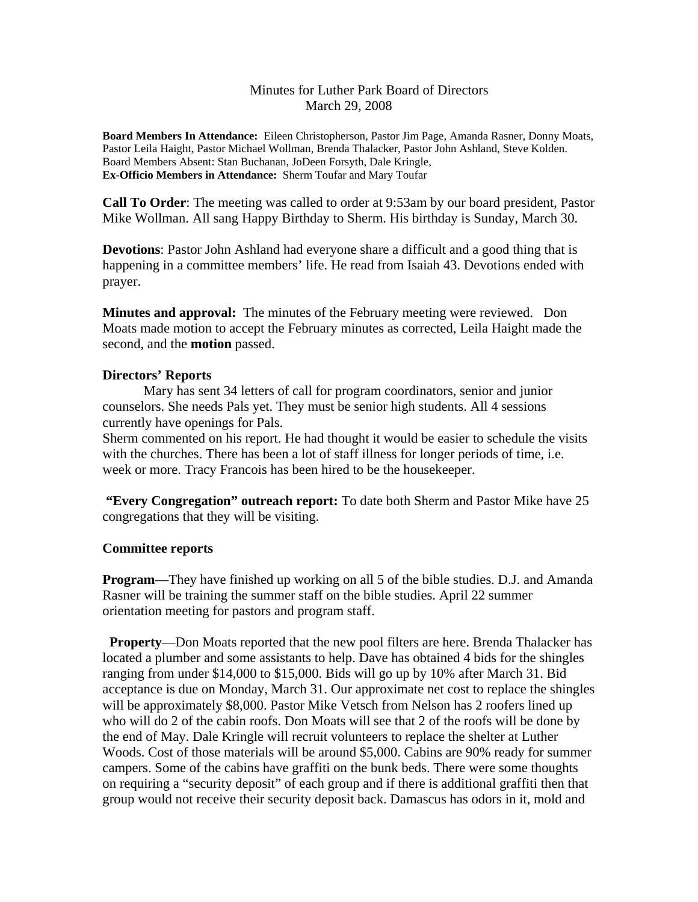Minutes for Luther Park Board of Directors
March 29, 2008

**Board Members In Attendance:** Eileen Christopherson, Pastor Jim Page, Amanda Rasner, Donny Moats, Pastor Leila Haight, Pastor Michael Wollman, Brenda Thalacker, Pastor John Ashland, Steve Kolden.
Board Members Absent: Stan Buchanan, JoDeen Forsyth, Dale Kringle,
**Ex-Officio Members in Attendance:** Sherm Toufar and Mary Toufar

**Call To Order**: The meeting was called to order at 9:53am by our board president, Pastor Mike Wollman. All sang Happy Birthday to Sherm. His birthday is Sunday, March 30.

**Devotions**: Pastor John Ashland had everyone share a difficult and a good thing that is happening in a committee members' life. He read from Isaiah 43. Devotions ended with prayer.

**Minutes and approval:** The minutes of the February meeting were reviewed. Don Moats made motion to accept the February minutes as corrected, Leila Haight made the second, and the **motion** passed.

**Directors' Reports**

Mary has sent 34 letters of call for program coordinators, senior and junior counselors. She needs Pals yet. They must be senior high students. All 4 sessions currently have openings for Pals.

Sherm commented on his report. He had thought it would be easier to schedule the visits with the churches. There has been a lot of staff illness for longer periods of time, i.e. week or more. Tracy Francois has been hired to be the housekeeper.

**"Every Congregation" outreach report:** To date both Sherm and Pastor Mike have 25 congregations that they will be visiting.

**Committee reports**

**Program**—They have finished up working on all 5 of the bible studies. D.J. and Amanda Rasner will be training the summer staff on the bible studies. April 22 summer orientation meeting for pastors and program staff.

**Property**—Don Moats reported that the new pool filters are here. Brenda Thalacker has located a plumber and some assistants to help. Dave has obtained 4 bids for the shingles ranging from under $14,000 to $15,000. Bids will go up by 10% after March 31. Bid acceptance is due on Monday, March 31. Our approximate net cost to replace the shingles will be approximately $8,000. Pastor Mike Vetsch from Nelson has 2 roofers lined up who will do 2 of the cabin roofs. Don Moats will see that 2 of the roofs will be done by the end of May. Dale Kringle will recruit volunteers to replace the shelter at Luther Woods. Cost of those materials will be around $5,000. Cabins are 90% ready for summer campers. Some of the cabins have graffiti on the bunk beds. There were some thoughts on requiring a "security deposit" of each group and if there is additional graffiti then that group would not receive their security deposit back. Damascus has odors in it, mold and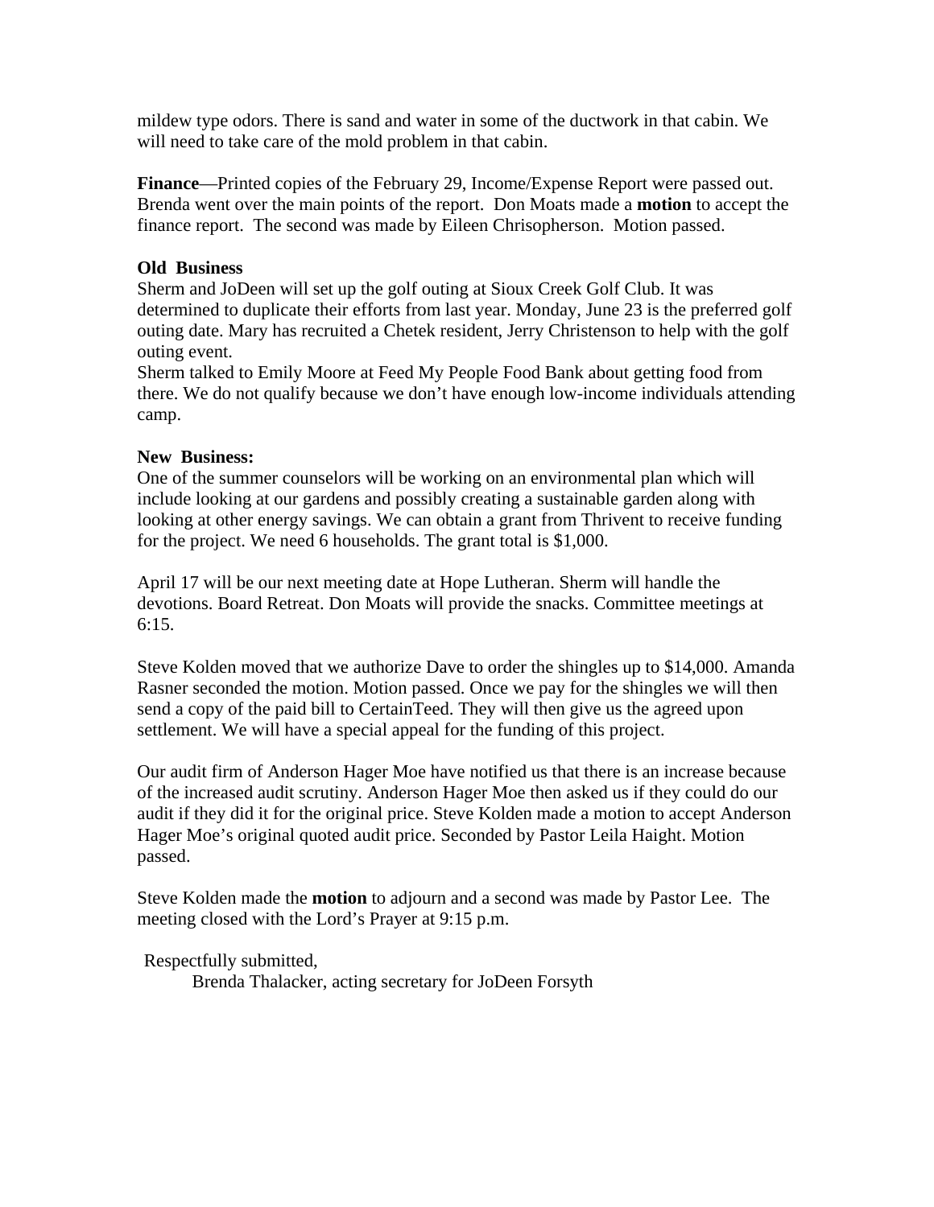mildew type odors. There is sand and water in some of the ductwork in that cabin. We will need to take care of the mold problem in that cabin.

**Finance**—Printed copies of the February 29, Income/Expense Report were passed out. Brenda went over the main points of the report. Don Moats made a **motion** to accept the finance report. The second was made by Eileen Chrisopherson. Motion passed.

**Old Business**

Sherm and JoDeen will set up the golf outing at Sioux Creek Golf Club. It was determined to duplicate their efforts from last year. Monday, June 23 is the preferred golf outing date. Mary has recruited a Chetek resident, Jerry Christenson to help with the golf outing event.

Sherm talked to Emily Moore at Feed My People Food Bank about getting food from there. We do not qualify because we don't have enough low-income individuals attending camp.

**New Business:**

One of the summer counselors will be working on an environmental plan which will include looking at our gardens and possibly creating a sustainable garden along with looking at other energy savings. We can obtain a grant from Thrivent to receive funding for the project. We need 6 households. The grant total is $1,000.

April 17 will be our next meeting date at Hope Lutheran. Sherm will handle the devotions. Board Retreat. Don Moats will provide the snacks. Committee meetings at 6:15.

Steve Kolden moved that we authorize Dave to order the shingles up to $14,000. Amanda Rasner seconded the motion. Motion passed. Once we pay for the shingles we will then send a copy of the paid bill to CertainTeed. They will then give us the agreed upon settlement. We will have a special appeal for the funding of this project.

Our audit firm of Anderson Hager Moe have notified us that there is an increase because of the increased audit scrutiny. Anderson Hager Moe then asked us if they could do our audit if they did it for the original price. Steve Kolden made a motion to accept Anderson Hager Moe's original quoted audit price. Seconded by Pastor Leila Haight. Motion passed.

Steve Kolden made the **motion** to adjourn and a second was made by Pastor Lee. The meeting closed with the Lord's Prayer at 9:15 p.m.

Respectfully submitted,

Brenda Thalacker, acting secretary for JoDeen Forsyth